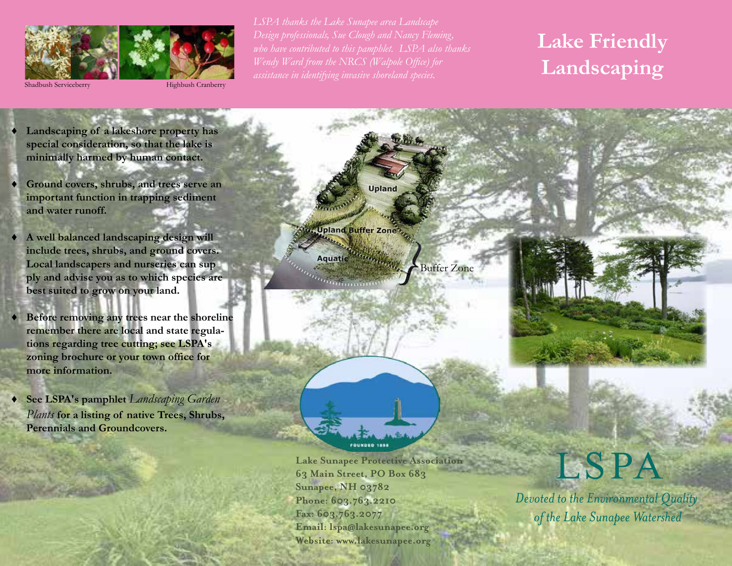Shadbush Serviceberry

Highbush Cranberry

*LSPA thanks the Lake Sunapee area Landscape Design professionals, Sue Clough and Nancy Fleming, who have contributed to this pamphlet. LSPA also thanks Wendy Ward from the NRCS (Walpole Office) for assistance in identifying invasive shoreland species.*

# Lake Friendly Landscaping

- **Landscaping of a lakeshore property has special consideration, so that the lake is minimally harmed by human contact.**
- **Ground covers, shrubs, and trees serve an important function in trapping sediment and water runoff.**
- **A well balanced landscaping design will include trees, shrubs, and ground covers. Local landscapers and nurseries can supply and advise you as to which species are best suited to grow on your land.**
- **Before removing any trees near the shoreline remember there are local and state regulations regarding tree cutting; see LSPA's zoning brochure or your town office for more information.**
- **See LSPA's pamphlet** *Landscaping Garden Plants* **for a listing of native Trees, Shrubs, Perennials and Groundcovers.**

Upland

Upland Buffer Zone

Aquatic

Buffer Zone

FOUNDED 1898

**Lake Sunapee Protective Association**
**63 Main Street, PO Box 683**
**Sunapee, NH 03782**
**Phone: 603.763.2210**
**Fax: 603.763.2077**
**Email: lspa@lakesunapee.org**
**Website: www.lakesunapee.org**

# LSPA

*Devoted to the Environmental Quality of the Lake Sunapee Watershed*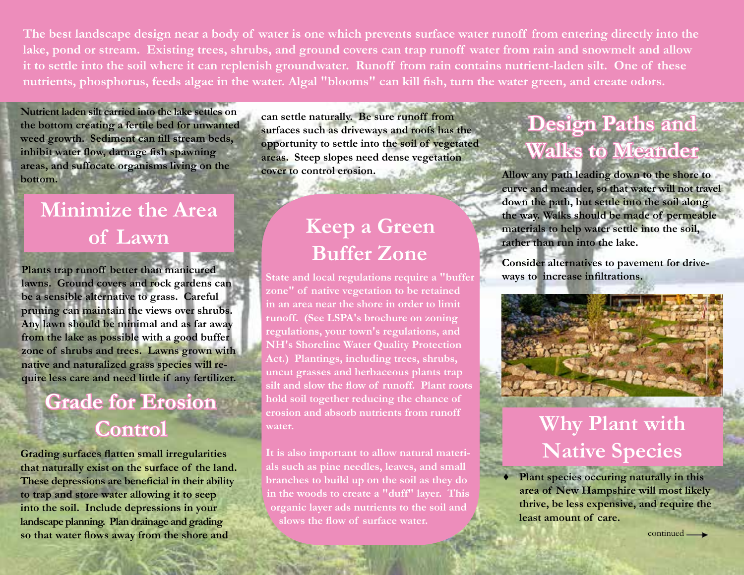The best landscape design near a body of water is one which prevents surface water runoff from entering directly into the lake, pond or stream. Existing trees, shrubs, and ground covers can trap runoff water from rain and snowmelt and allow it to settle into the soil where it can replenish groundwater. Runoff from rain contains nutrient-laden silt. One of these nutrients, phosphorus, feeds algae in the water. Algal "blooms" can kill fish, turn the water green, and create odors.

Nutrient laden silt carried into the lake settles on the bottom creating a fertile bed for unwanted weed growth. Sediment can fill stream beds, inhibit water flow, damage fish spawning areas, and suffocate organisms living on the bottom.

## Minimize the Area of Lawn

Plants trap runoff better than manicured lawns. Ground covers and rock gardens can be a sensible alternative to grass. Careful pruning can maintain the views over shrubs. Any lawn should be minimal and as far away from the lake as possible with a good buffer zone of shrubs and trees. Lawns grown with native and naturalized grass species will require less care and need little if any fertilizer.

## Grade for Erosion Control

Grading surfaces flatten small irregularities that naturally exist on the surface of the land. These depressions are beneficial in their ability to trap and store water allowing it to seep into the soil. Include depressions in your landscape planning. Plan drainage and grading so that water flows away from the shore and can settle naturally. Be sure runoff from surfaces such as driveways and roofs has the opportunity to settle into the soil of vegetated areas. Steep slopes need dense vegetation cover to control erosion.

## Keep a Green Buffer Zone

State and local regulations require a "buffer zone" of native vegetation to be retained in an area near the shore in order to limit runoff. (See LSPA's brochure on zoning regulations, your town's regulations, and NH's Shoreline Water Quality Protection Act.) Plantings, including trees, shrubs, uncut grasses and herbaceous plants trap silt and slow the flow of runoff. Plant roots hold soil together reducing the chance of erosion and absorb nutrients from runoff water.

It is also important to allow natural materials such as pine needles, leaves, and small branches to build up on the soil as they do in the woods to create a "duff" layer. This organic layer ads nutrients to the soil and slows the flow of surface water.

## Design Paths and Walks to Meander

Allow any path leading down to the shore to curve and meander, so that water will not travel down the path, but settle into the soil along the way. Walks should be made of permeable materials to help water settle into the soil, rather than run into the lake.

Consider alternatives to pavement for driveways to increase infiltrations.

## Why Plant with Native Species

- Plant species occuring naturally in this area of New Hampshire will most likely thrive, be less expensive, and require the least amount of care.

continued ⟶